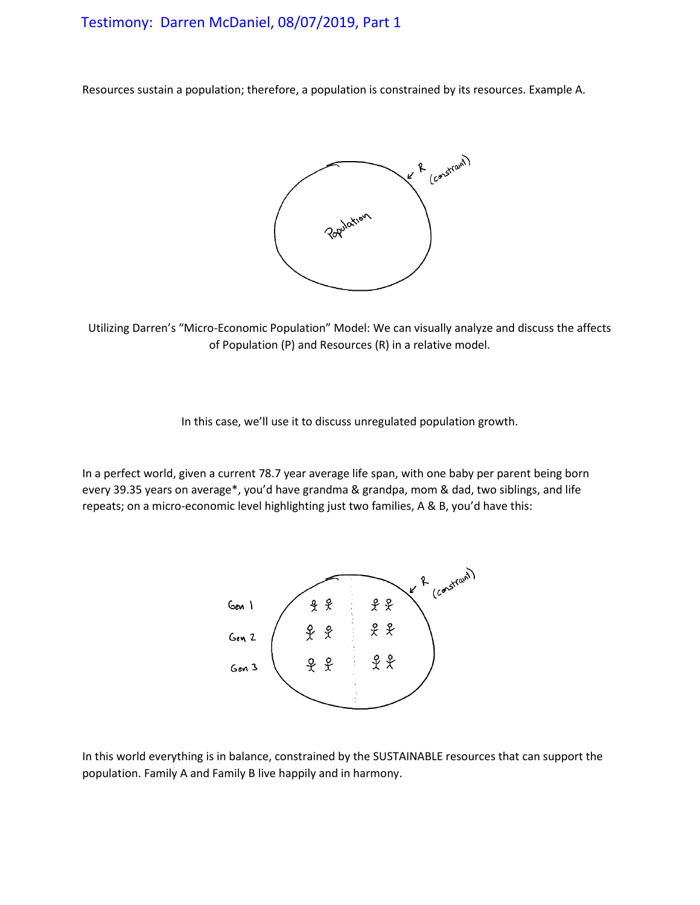# Testimony: Darren McDaniel, 08/07/2019, Part 1

Resources sustain a population; therefore, a population is constrained by its resources. Example A.

Utilizing Darren's "Micro-Economic Population" Model: We can visually analyze and discuss the affects of Population (P) and Resources (R) in a relative model.

In this case, we'll use it to discuss unregulated population growth.

In a perfect world, given a current 78.7 year average life span, with one baby per parent being born every 39.35 years on average*, you'd have grandma & grandpa, mom & dad, two siblings, and life repeats; on a micro-economic level highlighting just two families, A & B, you'd have this:

In this world everything is in balance, constrained by the SUSTAINABLE resources that can support the population. Family A and Family B live happily and in harmony.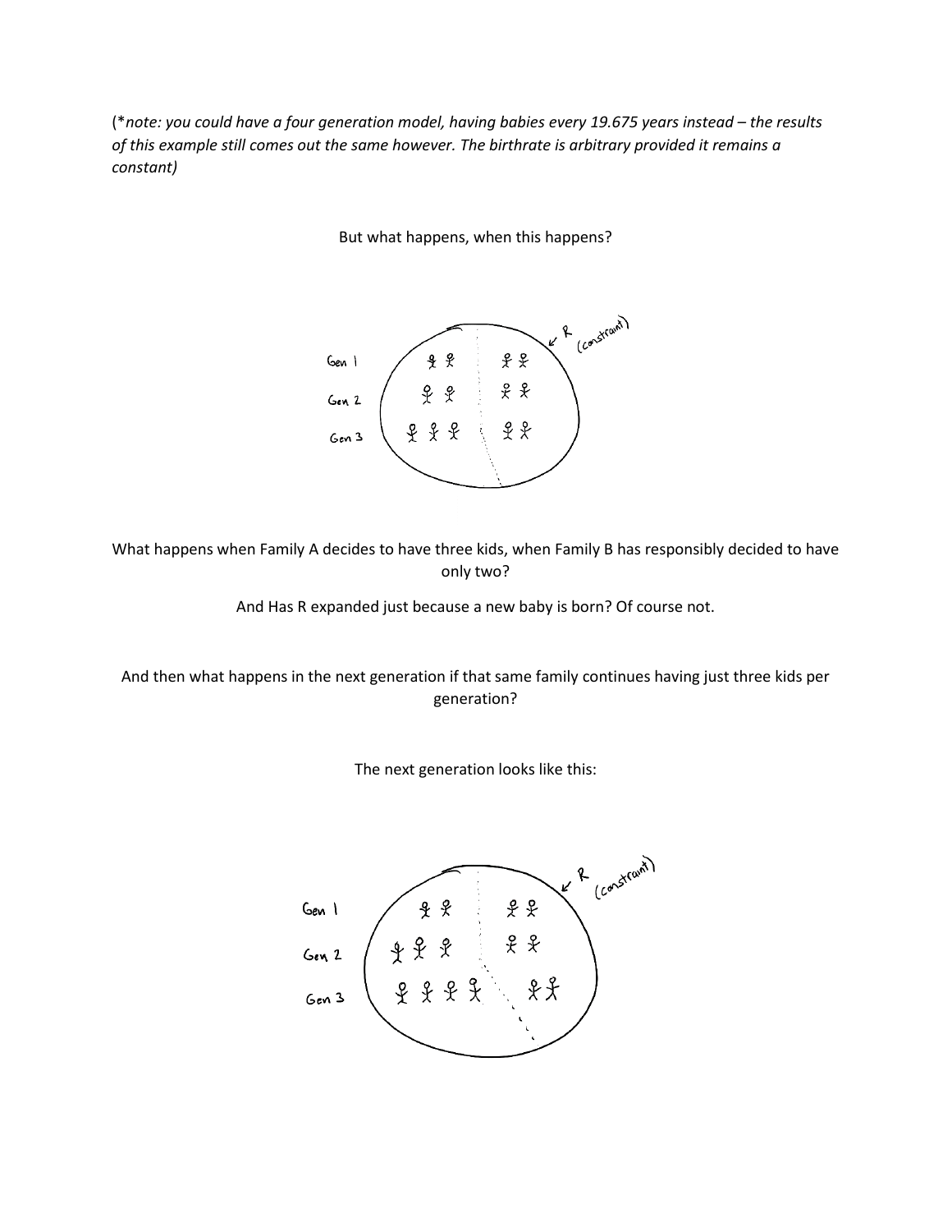(**note: you could have a four generation model, having babies every 19.675 years instead – the results of this example still comes out the same however. The birthrate is arbitrary provided it remains a constant)*

But what happens, when this happens?

What happens when Family A decides to have three kids, when Family B has responsibly decided to have only two?

And Has R expanded just because a new baby is born? Of course not.

And then what happens in the next generation if that same family continues having just three kids per generation?

The next generation looks like this: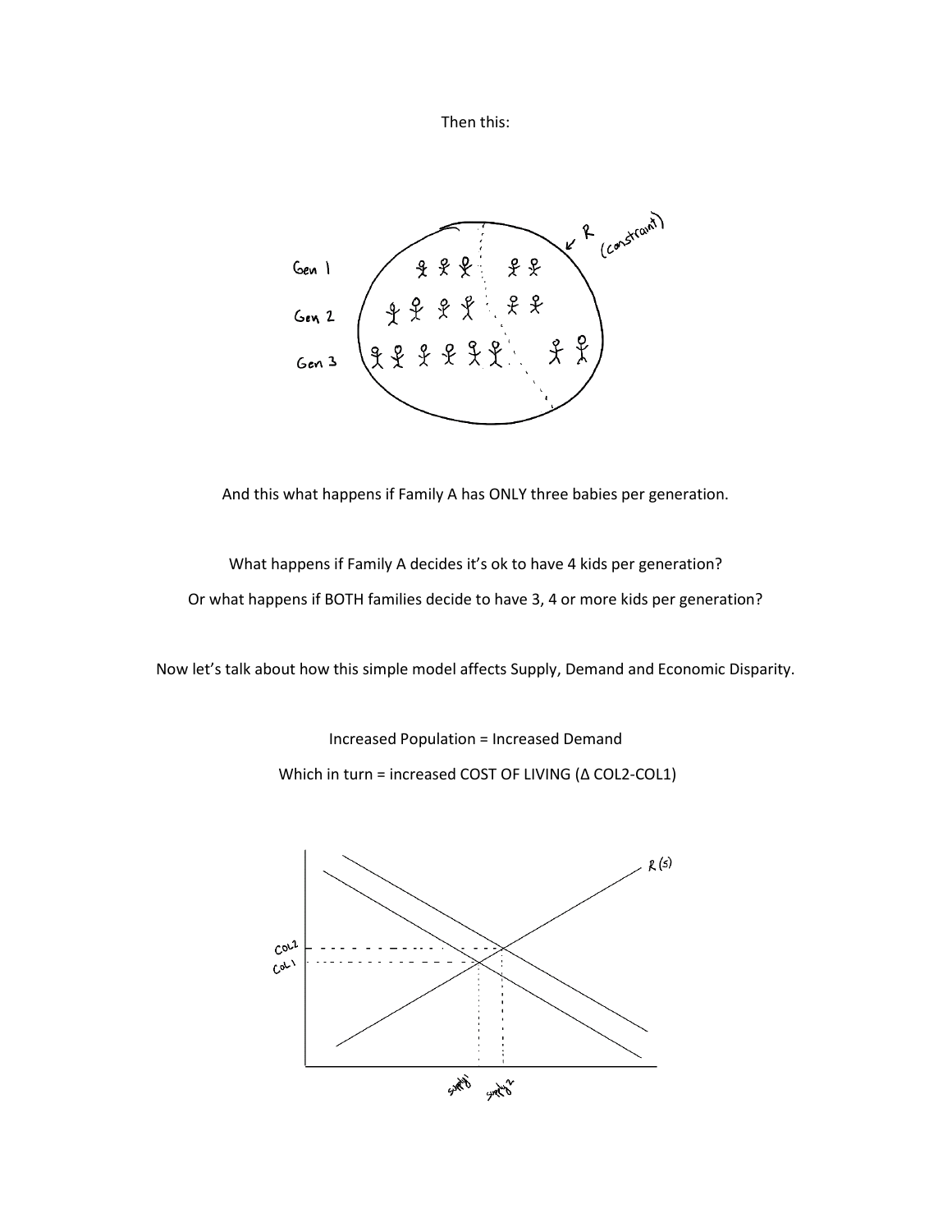Then this:

And this what happens if Family A has ONLY three babies per generation.

What happens if Family A decides it's ok to have 4 kids per generation?

Or what happens if BOTH families decide to have 3, 4 or more kids per generation?

Now let's talk about how this simple model affects Supply, Demand and Economic Disparity.

Increased Population = Increased Demand

Which in turn = increased COST OF LIVING (Δ COL2-COL1)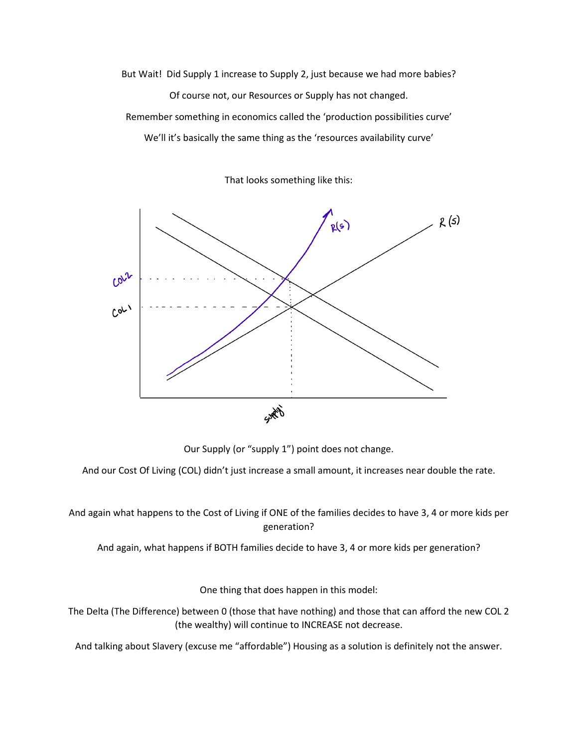But Wait! Did Supply 1 increase to Supply 2, just because we had more babies?

Of course not, our Resources or Supply has not changed.

Remember something in economics called the 'production possibilities curve'

We'll it's basically the same thing as the 'resources availability curve'

That looks something like this:

Our Supply (or "supply 1") point does not change.

And our Cost Of Living (COL) didn't just increase a small amount, it increases near double the rate.

And again what happens to the Cost of Living if ONE of the families decides to have 3, 4 or more kids per generation?

And again, what happens if BOTH families decide to have 3, 4 or more kids per generation?

One thing that does happen in this model:

The Delta (The Difference) between 0 (those that have nothing) and those that can afford the new COL 2 (the wealthy) will continue to INCREASE not decrease.

And talking about Slavery (excuse me "affordable") Housing as a solution is definitely not the answer.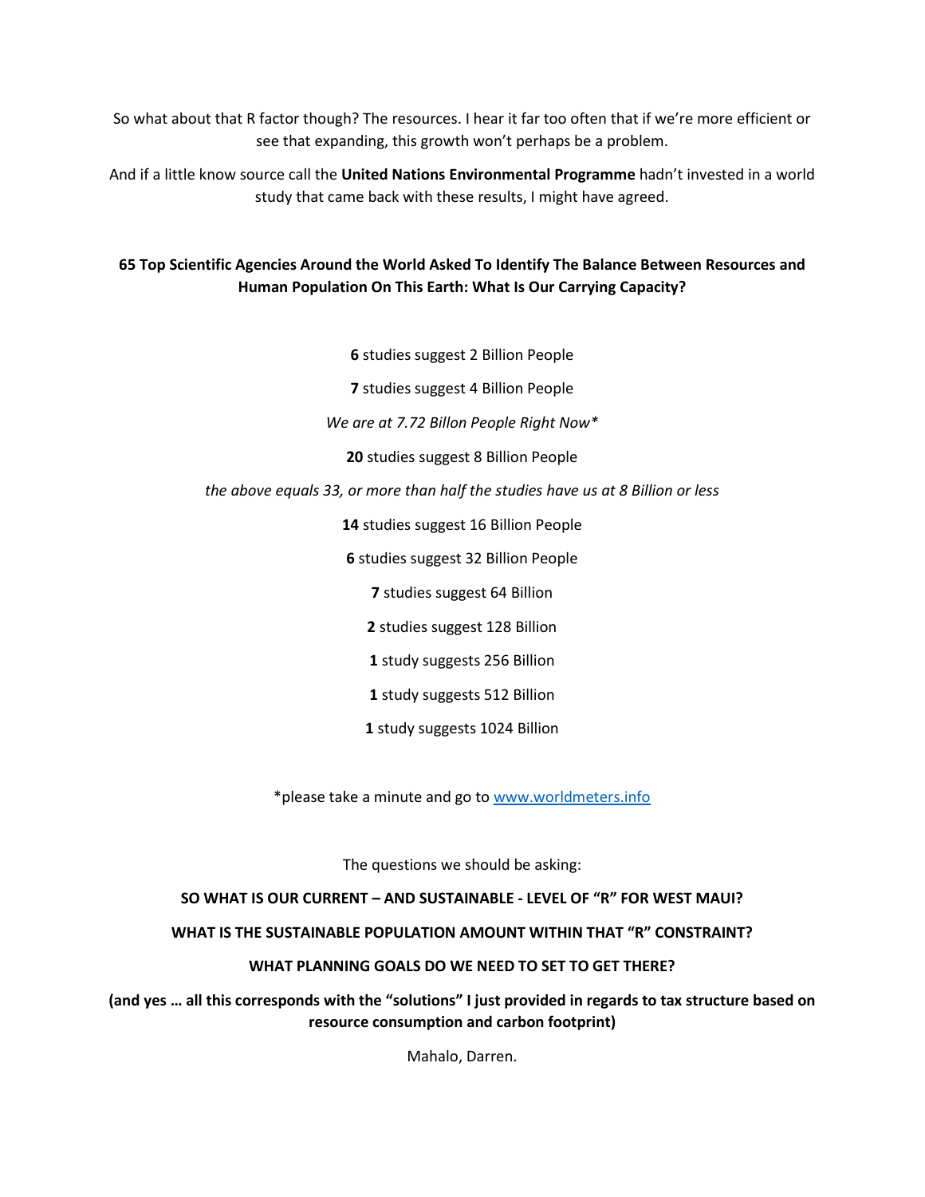So what about that R factor though? The resources. I hear it far too often that if we're more efficient or see that expanding, this growth won't perhaps be a problem.

And if a little know source call the **United Nations Environmental Programme** hadn't invested in a world study that came back with these results, I might have agreed.

**65 Top Scientific Agencies Around the World Asked To Identify The Balance Between Resources and Human Population On This Earth: What Is Our Carrying Capacity?**

**6** studies suggest 2 Billion People

**7** studies suggest 4 Billion People

*We are at 7.72 Billon People Right Now**

**20** studies suggest 8 Billion People

*the above equals 33, or more than half the studies have us at 8 Billion or less*

**14** studies suggest 16 Billion People

**6** studies suggest 32 Billion People

**7** studies suggest 64 Billion

**2** studies suggest 128 Billion

**1** study suggests 256 Billion

**1** study suggests 512 Billion

**1** study suggests 1024 Billion

*please take a minute and go to [www.worldmeters.info](http://www.worldmeters.info)

The questions we should be asking:

**SO WHAT IS OUR CURRENT – AND SUSTAINABLE - LEVEL OF "R" FOR WEST MAUI?**

**WHAT IS THE SUSTAINABLE POPULATION AMOUNT WITHIN THAT "R" CONSTRAINT?**

**WHAT PLANNING GOALS DO WE NEED TO SET TO GET THERE?**

**(and yes … all this corresponds with the "solutions" I just provided in regards to tax structure based on resource consumption and carbon footprint)**

Mahalo, Darren.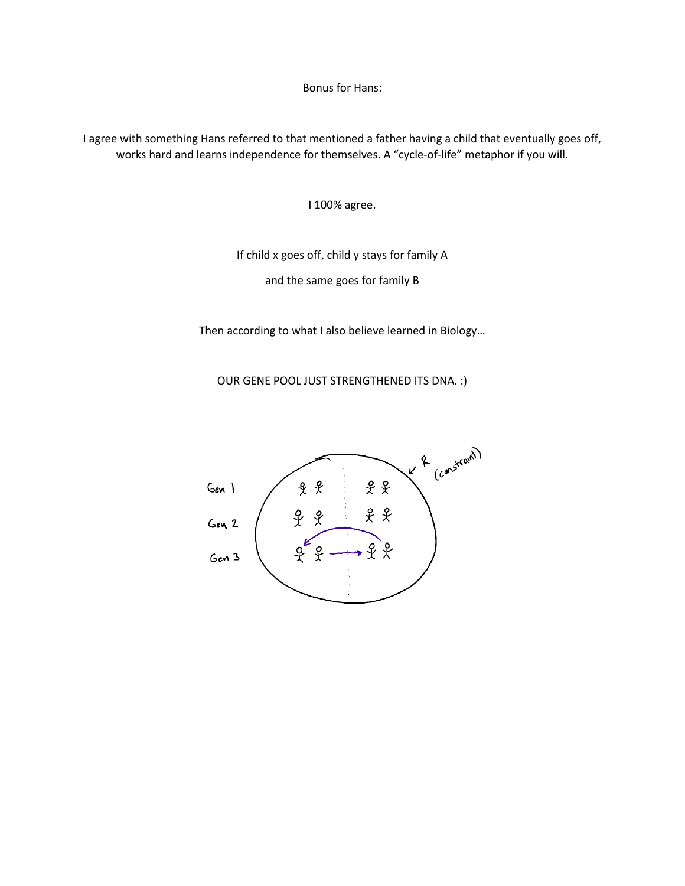Bonus for Hans:

I agree with something Hans referred to that mentioned a father having a child that eventually goes off, works hard and learns independence for themselves. A "cycle-of-life" metaphor if you will.

I 100% agree.

If child x goes off, child y stays for family A

and the same goes for family B

Then according to what I also believe learned in Biology…

OUR GENE POOL JUST STRENGTHENED ITS DNA. :)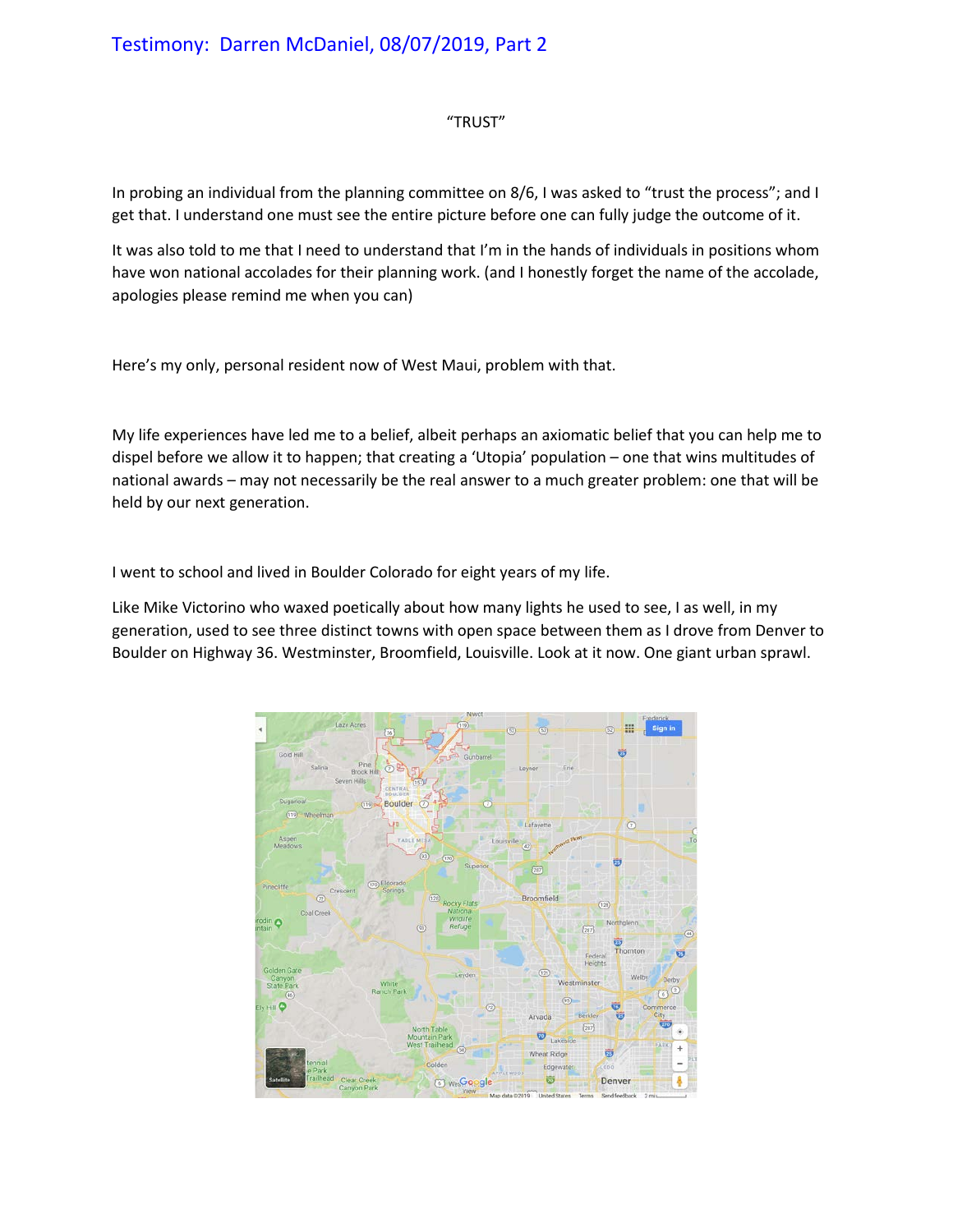# Testimony: Darren McDaniel, 08/07/2019, Part 2

"TRUST"

In probing an individual from the planning committee on 8/6, I was asked to "trust the process"; and I get that. I understand one must see the entire picture before one can fully judge the outcome of it.

It was also told to me that I need to understand that I'm in the hands of individuals in positions whom have won national accolades for their planning work. (and I honestly forget the name of the accolade, apologies please remind me when you can)

Here's my only, personal resident now of West Maui, problem with that.

My life experiences have led me to a belief, albeit perhaps an axiomatic belief that you can help me to dispel before we allow it to happen; that creating a 'Utopia' population – one that wins multitudes of national awards – may not necessarily be the real answer to a much greater problem: one that will be held by our next generation.

I went to school and lived in Boulder Colorado for eight years of my life.

Like Mike Victorino who waxed poetically about how many lights he used to see, I as well, in my generation, used to see three distinct towns with open space between them as I drove from Denver to Boulder on Highway 36. Westminster, Broomfield, Louisville. Look at it now. One giant urban sprawl.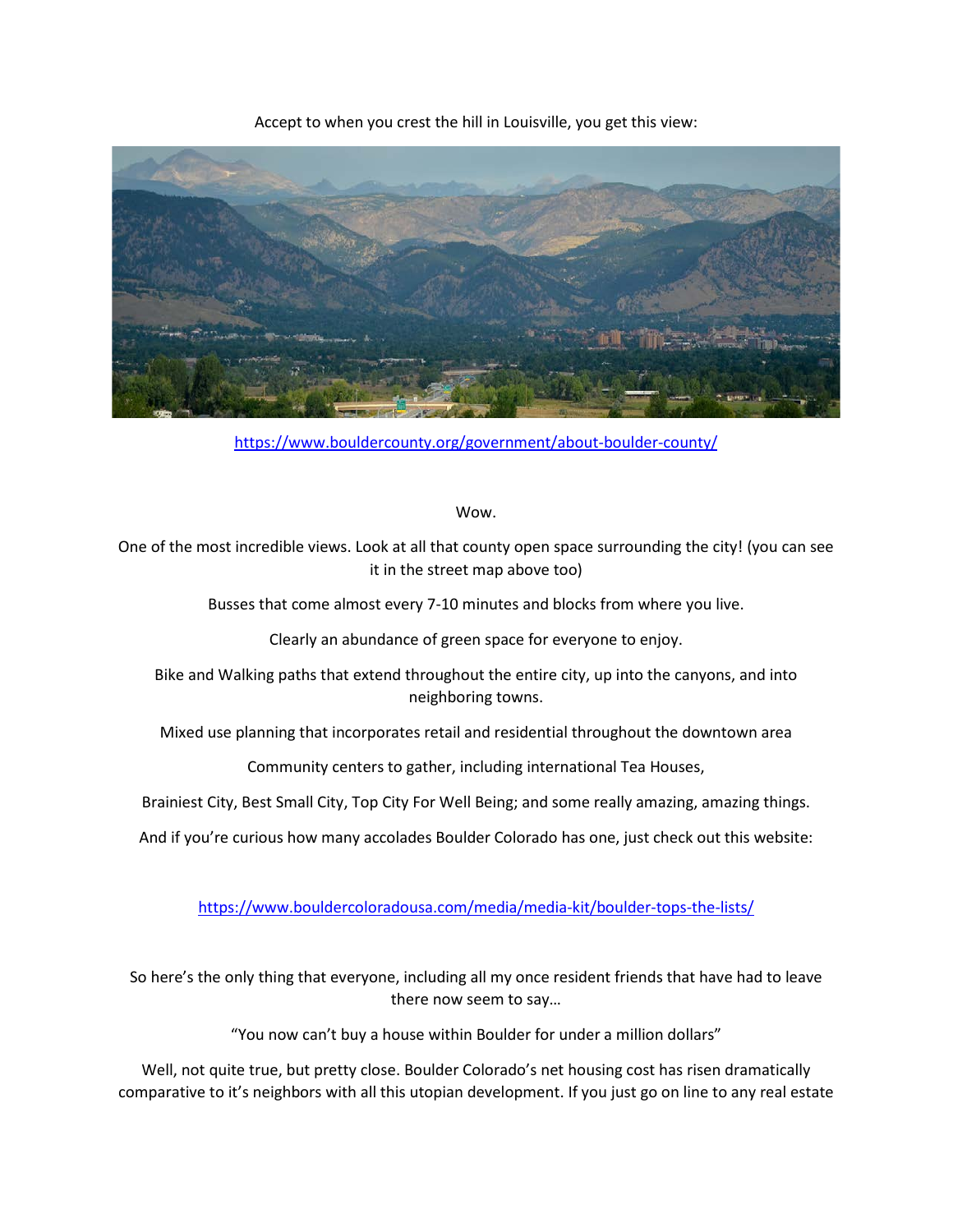Accept to when you crest the hill in Louisville, you get this view:

https://www.bouldercounty.org/government/about-boulder-county/

Wow.

One of the most incredible views. Look at all that county open space surrounding the city! (you can see it in the street map above too)

Busses that come almost every 7-10 minutes and blocks from where you live.

Clearly an abundance of green space for everyone to enjoy.

Bike and Walking paths that extend throughout the entire city, up into the canyons, and into neighboring towns.

Mixed use planning that incorporates retail and residential throughout the downtown area

Community centers to gather, including international Tea Houses,

Brainiest City, Best Small City, Top City For Well Being; and some really amazing, amazing things.

And if you're curious how many accolades Boulder Colorado has one, just check out this website:

https://www.bouldercoloradousa.com/media/media-kit/boulder-tops-the-lists/

So here's the only thing that everyone, including all my once resident friends that have had to leave there now seem to say…

"You now can't buy a house within Boulder for under a million dollars"

Well, not quite true, but pretty close. Boulder Colorado's net housing cost has risen dramatically comparative to it's neighbors with all this utopian development. If you just go on line to any real estate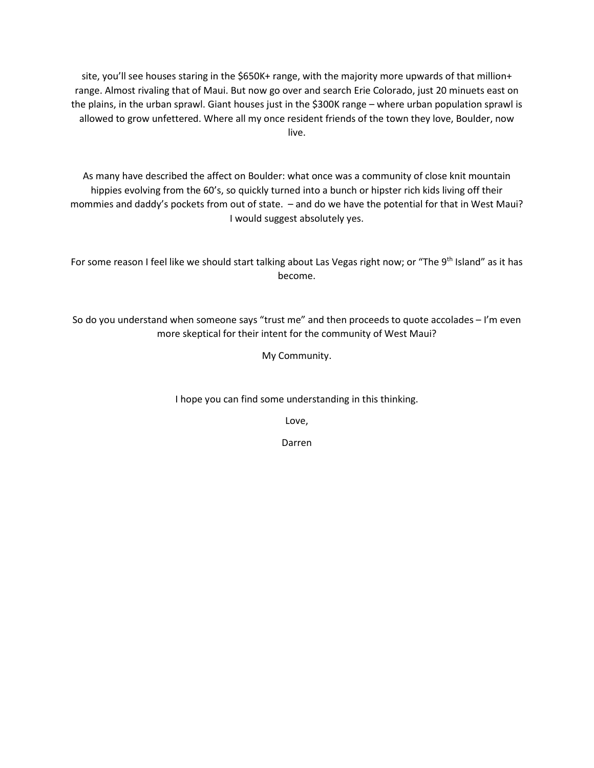site, you'll see houses staring in the $650K+ range, with the majority more upwards of that million+ range. Almost rivaling that of Maui. But now go over and search Erie Colorado, just 20 minuets east on the plains, in the urban sprawl. Giant houses just in the $300K range – where urban population sprawl is allowed to grow unfettered. Where all my once resident friends of the town they love, Boulder, now live.

As many have described the affect on Boulder: what once was a community of close knit mountain hippies evolving from the 60's, so quickly turned into a bunch or hipster rich kids living off their mommies and daddy's pockets from out of state. – and do we have the potential for that in West Maui? I would suggest absolutely yes.

For some reason I feel like we should start talking about Las Vegas right now; or "The 9th Island" as it has become.

So do you understand when someone says "trust me" and then proceeds to quote accolades – I'm even more skeptical for their intent for the community of West Maui?

My Community.

I hope you can find some understanding in this thinking.

Love,

Darren